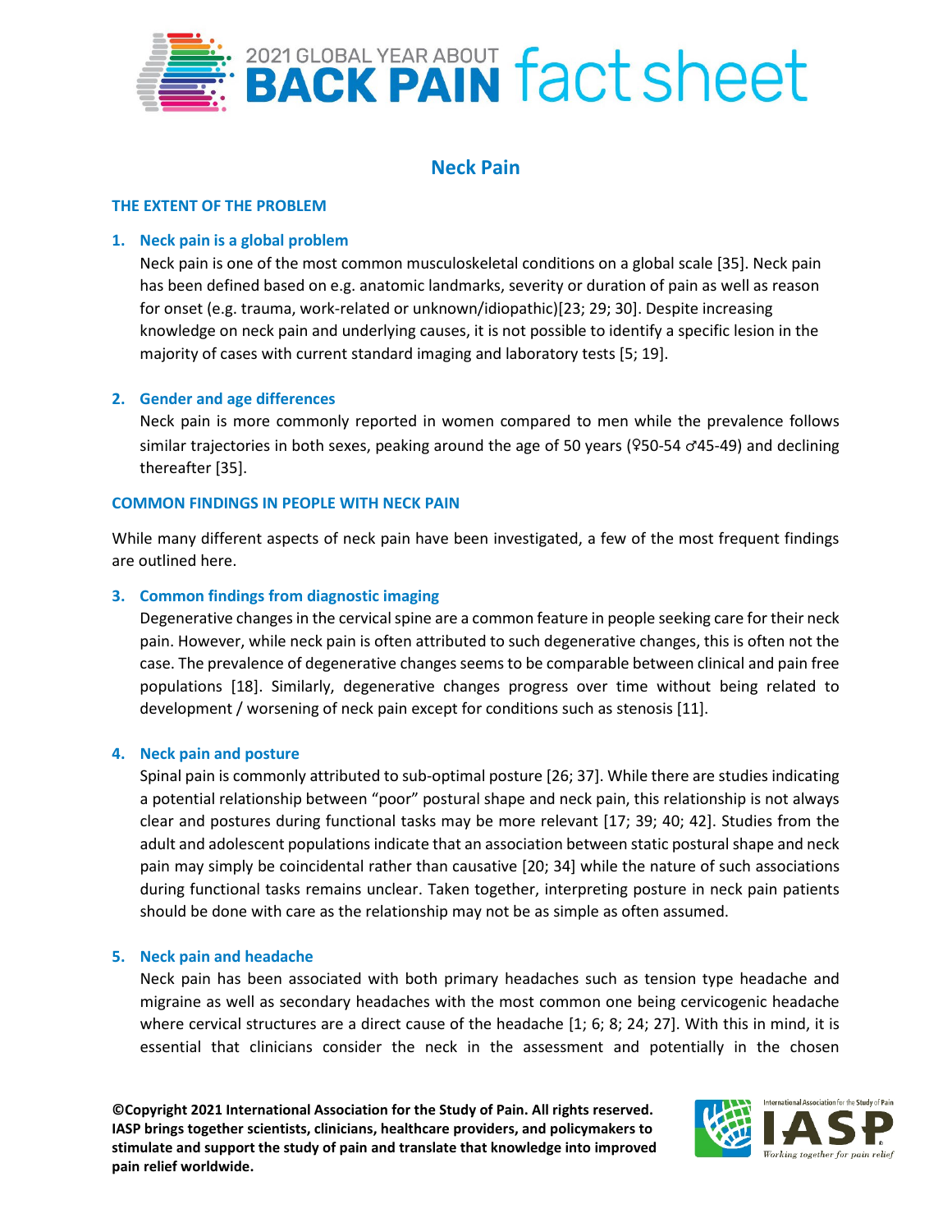2021 GLOBAL YEAR ABOUT **BACK PAIN** fact sheet

# Neck Pain

## THE EXTENT OF THE PROBLEM

### 1. Neck pain is a global problem

Neck pain is one of the most common musculoskeletal conditions on a global scale [35]. Neck pain has been defined based on e.g. anatomic landmarks, severity or duration of pain as well as reason for onset (e.g. trauma, work-related or unknown/idiopathic)[23; 29; 30]. Despite increasing knowledge on neck pain and underlying causes, it is not possible to identify a specific lesion in the majority of cases with current standard imaging and laboratory tests [5; 19].

### 2. Gender and age differences

Neck pain is more commonly reported in women compared to men while the prevalence follows similar trajectories in both sexes, peaking around the age of 50 years (♀50-54 ♂45-49) and declining thereafter [35].

## COMMON FINDINGS IN PEOPLE WITH NECK PAIN

While many different aspects of neck pain have been investigated, a few of the most frequent findings are outlined here.

### 3. Common findings from diagnostic imaging

Degenerative changes in the cervical spine are a common feature in people seeking care for their neck pain. However, while neck pain is often attributed to such degenerative changes, this is often not the case. The prevalence of degenerative changes seems to be comparable between clinical and pain free populations [18]. Similarly, degenerative changes progress over time without being related to development / worsening of neck pain except for conditions such as stenosis [11].

### 4. Neck pain and posture

Spinal pain is commonly attributed to sub-optimal posture [26; 37]. While there are studies indicating a potential relationship between "poor" postural shape and neck pain, this relationship is not always clear and postures during functional tasks may be more relevant [17; 39; 40; 42]. Studies from the adult and adolescent populations indicate that an association between static postural shape and neck pain may simply be coincidental rather than causative [20; 34] while the nature of such associations during functional tasks remains unclear. Taken together, interpreting posture in neck pain patients should be done with care as the relationship may not be as simple as often assumed.

### 5. Neck pain and headache

Neck pain has been associated with both primary headaches such as tension type headache and migraine as well as secondary headaches with the most common one being cervicogenic headache where cervical structures are a direct cause of the headache [1; 6; 8; 24; 27]. With this in mind, it is essential that clinicians consider the neck in the assessment and potentially in the chosen

**©Copyright 2021 International Association for the Study of Pain. All rights reserved. IASP brings together scientists, clinicians, healthcare providers, and policymakers to stimulate and support the study of pain and translate that knowledge into improved pain relief worldwide.**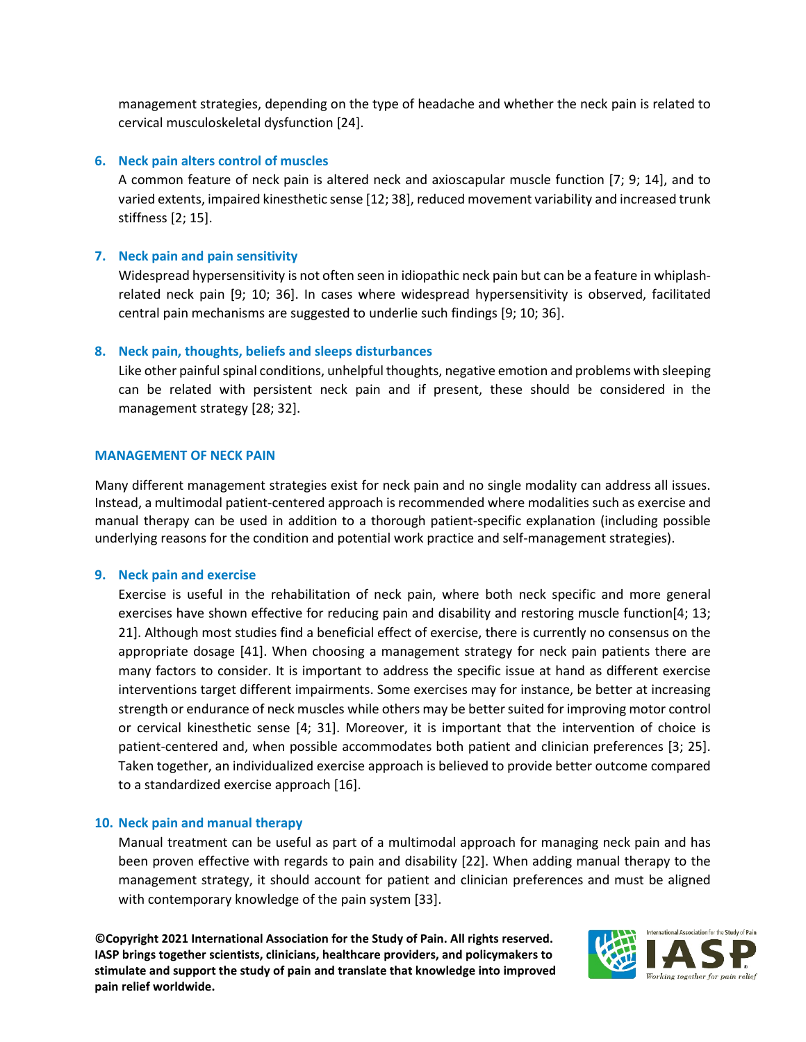management strategies, depending on the type of headache and whether the neck pain is related to cervical musculoskeletal dysfunction [24].

### 6. Neck pain alters control of muscles

A common feature of neck pain is altered neck and axioscapular muscle function [7; 9; 14], and to varied extents, impaired kinesthetic sense [12; 38], reduced movement variability and increased trunk stiffness [2; 15].

### 7. Neck pain and pain sensitivity

Widespread hypersensitivity is not often seen in idiopathic neck pain but can be a feature in whiplash-related neck pain [9; 10; 36]. In cases where widespread hypersensitivity is observed, facilitated central pain mechanisms are suggested to underlie such findings [9; 10; 36].

### 8. Neck pain, thoughts, beliefs and sleeps disturbances

Like other painful spinal conditions, unhelpful thoughts, negative emotion and problems with sleeping can be related with persistent neck pain and if present, these should be considered in the management strategy [28; 32].

## MANAGEMENT OF NECK PAIN

Many different management strategies exist for neck pain and no single modality can address all issues. Instead, a multimodal patient-centered approach is recommended where modalities such as exercise and manual therapy can be used in addition to a thorough patient-specific explanation (including possible underlying reasons for the condition and potential work practice and self-management strategies).

### 9. Neck pain and exercise

Exercise is useful in the rehabilitation of neck pain, where both neck specific and more general exercises have shown effective for reducing pain and disability and restoring muscle function[4; 13; 21]. Although most studies find a beneficial effect of exercise, there is currently no consensus on the appropriate dosage [41]. When choosing a management strategy for neck pain patients there are many factors to consider. It is important to address the specific issue at hand as different exercise interventions target different impairments. Some exercises may for instance, be better at increasing strength or endurance of neck muscles while others may be better suited for improving motor control or cervical kinesthetic sense [4; 31]. Moreover, it is important that the intervention of choice is patient-centered and, when possible accommodates both patient and clinician preferences [3; 25]. Taken together, an individualized exercise approach is believed to provide better outcome compared to a standardized exercise approach [16].

### 10. Neck pain and manual therapy

Manual treatment can be useful as part of a multimodal approach for managing neck pain and has been proven effective with regards to pain and disability [22]. When adding manual therapy to the management strategy, it should account for patient and clinician preferences and must be aligned with contemporary knowledge of the pain system [33].

**©Copyright 2021 International Association for the Study of Pain. All rights reserved. IASP brings together scientists, clinicians, healthcare providers, and policymakers to stimulate and support the study of pain and translate that knowledge into improved pain relief worldwide.**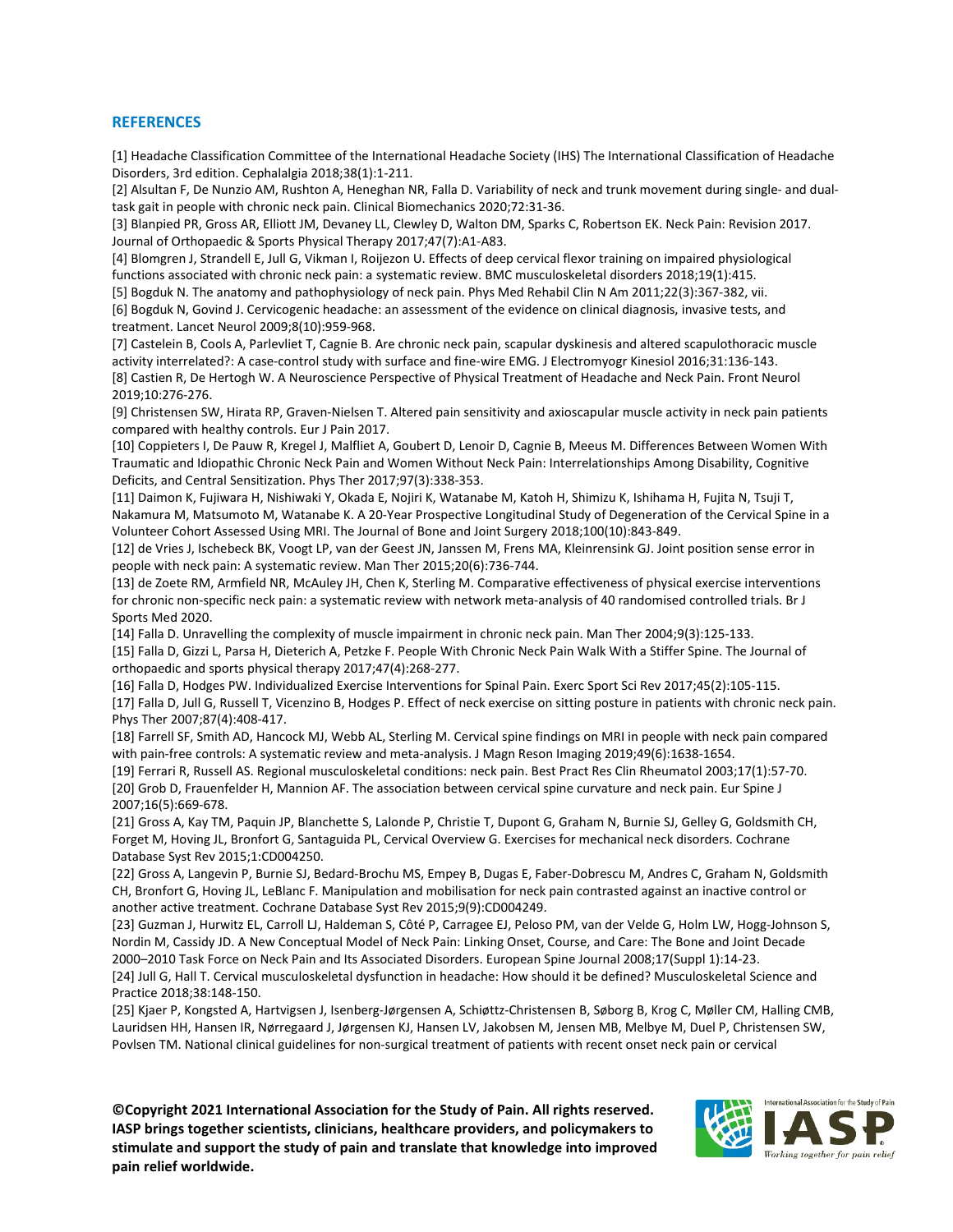## REFERENCES

[1] Headache Classification Committee of the International Headache Society (IHS) The International Classification of Headache Disorders, 3rd edition. Cephalalgia 2018;38(1):1-211.

[2] Alsultan F, De Nunzio AM, Rushton A, Heneghan NR, Falla D. Variability of neck and trunk movement during single- and dual-task gait in people with chronic neck pain. Clinical Biomechanics 2020;72:31-36.

[3] Blanpied PR, Gross AR, Elliott JM, Devaney LL, Clewley D, Walton DM, Sparks C, Robertson EK. Neck Pain: Revision 2017. Journal of Orthopaedic & Sports Physical Therapy 2017;47(7):A1-A83.

[4] Blomgren J, Strandell E, Jull G, Vikman I, Roijezon U. Effects of deep cervical flexor training on impaired physiological functions associated with chronic neck pain: a systematic review. BMC musculoskeletal disorders 2018;19(1):415.

[5] Bogduk N. The anatomy and pathophysiology of neck pain. Phys Med Rehabil Clin N Am 2011;22(3):367-382, vii.

[6] Bogduk N, Govind J. Cervicogenic headache: an assessment of the evidence on clinical diagnosis, invasive tests, and treatment. Lancet Neurol 2009;8(10):959-968.

[7] Castelein B, Cools A, Parlevliet T, Cagnie B. Are chronic neck pain, scapular dyskinesis and altered scapulothoracic muscle activity interrelated?: A case-control study with surface and fine-wire EMG. J Electromyogr Kinesiol 2016;31:136-143.

[8] Castien R, De Hertogh W. A Neuroscience Perspective of Physical Treatment of Headache and Neck Pain. Front Neurol 2019;10:276-276.

[9] Christensen SW, Hirata RP, Graven-Nielsen T. Altered pain sensitivity and axioscapular muscle activity in neck pain patients compared with healthy controls. Eur J Pain 2017.

[10] Coppieters I, De Pauw R, Kregel J, Malfliet A, Goubert D, Lenoir D, Cagnie B, Meeus M. Differences Between Women With Traumatic and Idiopathic Chronic Neck Pain and Women Without Neck Pain: Interrelationships Among Disability, Cognitive Deficits, and Central Sensitization. Phys Ther 2017;97(3):338-353.

[11] Daimon K, Fujiwara H, Nishiwaki Y, Okada E, Nojiri K, Watanabe M, Katoh H, Shimizu K, Ishihama H, Fujita N, Tsuji T, Nakamura M, Matsumoto M, Watanabe K. A 20-Year Prospective Longitudinal Study of Degeneration of the Cervical Spine in a Volunteer Cohort Assessed Using MRI. The Journal of Bone and Joint Surgery 2018;100(10):843-849.

[12] de Vries J, Ischebeck BK, Voogt LP, van der Geest JN, Janssen M, Frens MA, Kleinrensink GJ. Joint position sense error in people with neck pain: A systematic review. Man Ther 2015;20(6):736-744.

[13] de Zoete RM, Armfield NR, McAuley JH, Chen K, Sterling M. Comparative effectiveness of physical exercise interventions for chronic non-specific neck pain: a systematic review with network meta-analysis of 40 randomised controlled trials. Br J Sports Med 2020.

[14] Falla D. Unravelling the complexity of muscle impairment in chronic neck pain. Man Ther 2004;9(3):125-133.

[15] Falla D, Gizzi L, Parsa H, Dieterich A, Petzke F. People With Chronic Neck Pain Walk With a Stiffer Spine. The Journal of orthopaedic and sports physical therapy 2017;47(4):268-277.

[16] Falla D, Hodges PW. Individualized Exercise Interventions for Spinal Pain. Exerc Sport Sci Rev 2017;45(2):105-115.

[17] Falla D, Jull G, Russell T, Vicenzino B, Hodges P. Effect of neck exercise on sitting posture in patients with chronic neck pain. Phys Ther 2007;87(4):408-417.

[18] Farrell SF, Smith AD, Hancock MJ, Webb AL, Sterling M. Cervical spine findings on MRI in people with neck pain compared with pain-free controls: A systematic review and meta-analysis. J Magn Reson Imaging 2019;49(6):1638-1654.

[19] Ferrari R, Russell AS. Regional musculoskeletal conditions: neck pain. Best Pract Res Clin Rheumatol 2003;17(1):57-70.

[20] Grob D, Frauenfelder H, Mannion AF. The association between cervical spine curvature and neck pain. Eur Spine J 2007;16(5):669-678.

[21] Gross A, Kay TM, Paquin JP, Blanchette S, Lalonde P, Christie T, Dupont G, Graham N, Burnie SJ, Gelley G, Goldsmith CH, Forget M, Hoving JL, Bronfort G, Santaguida PL, Cervical Overview G. Exercises for mechanical neck disorders. Cochrane Database Syst Rev 2015;1:CD004250.

[22] Gross A, Langevin P, Burnie SJ, Bedard-Brochu MS, Empey B, Dugas E, Faber-Dobrescu M, Andres C, Graham N, Goldsmith CH, Bronfort G, Hoving JL, LeBlanc F. Manipulation and mobilisation for neck pain contrasted against an inactive control or another active treatment. Cochrane Database Syst Rev 2015;9(9):CD004249.

[23] Guzman J, Hurwitz EL, Carroll LJ, Haldeman S, Côté P, Carragee EJ, Peloso PM, van der Velde G, Holm LW, Hogg-Johnson S, Nordin M, Cassidy JD. A New Conceptual Model of Neck Pain: Linking Onset, Course, and Care: The Bone and Joint Decade 2000–2010 Task Force on Neck Pain and Its Associated Disorders. European Spine Journal 2008;17(Suppl 1):14-23.

[24] Jull G, Hall T. Cervical musculoskeletal dysfunction in headache: How should it be defined? Musculoskeletal Science and Practice 2018;38:148-150.

[25] Kjaer P, Kongsted A, Hartvigsen J, Isenberg-Jørgensen A, Schiøttz-Christensen B, Søborg B, Krog C, Møller CM, Halling CMB, Lauridsen HH, Hansen IR, Nørregaard J, Jørgensen KJ, Hansen LV, Jakobsen M, Jensen MB, Melbye M, Duel P, Christensen SW, Povlsen TM. National clinical guidelines for non-surgical treatment of patients with recent onset neck pain or cervical

**©Copyright 2021 International Association for the Study of Pain. All rights reserved. IASP brings together scientists, clinicians, healthcare providers, and policymakers to stimulate and support the study of pain and translate that knowledge into improved pain relief worldwide.**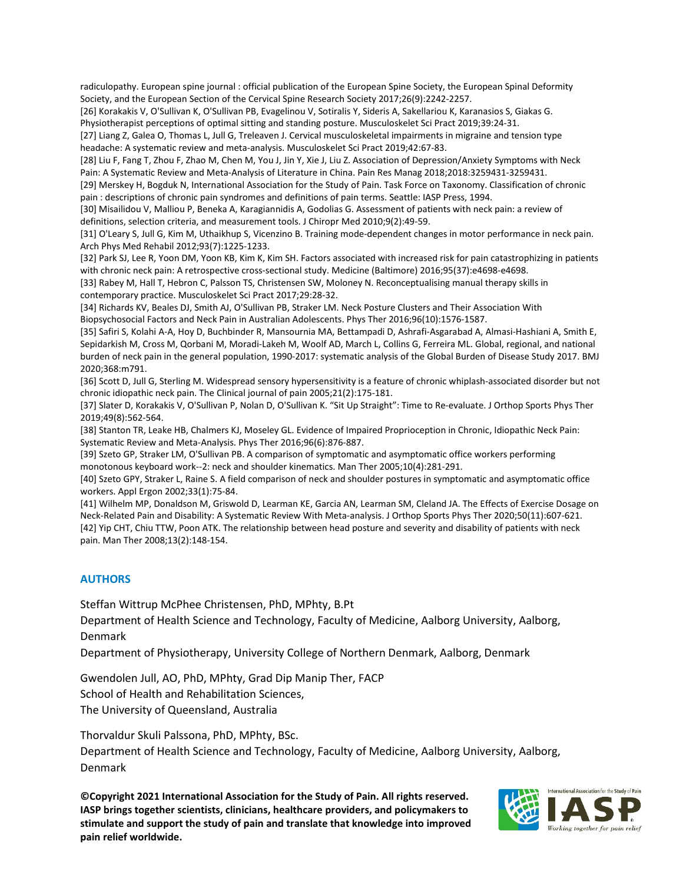radiculopathy. European spine journal : official publication of the European Spine Society, the European Spinal Deformity Society, and the European Section of the Cervical Spine Research Society 2017;26(9):2242-2257.

[26] Korakakis V, O'Sullivan K, O'Sullivan PB, Evagelinou V, Sotiralis Y, Sideris A, Sakellariou K, Karanasios S, Giakas G. Physiotherapist perceptions of optimal sitting and standing posture. Musculoskelet Sci Pract 2019;39:24-31.

[27] Liang Z, Galea O, Thomas L, Jull G, Treleaven J. Cervical musculoskeletal impairments in migraine and tension type headache: A systematic review and meta-analysis. Musculoskelet Sci Pract 2019;42:67-83.

[28] Liu F, Fang T, Zhou F, Zhao M, Chen M, You J, Jin Y, Xie J, Liu Z. Association of Depression/Anxiety Symptoms with Neck Pain: A Systematic Review and Meta-Analysis of Literature in China. Pain Res Manag 2018;2018:3259431-3259431.

[29] Merskey H, Bogduk N, International Association for the Study of Pain. Task Force on Taxonomy. Classification of chronic pain : descriptions of chronic pain syndromes and definitions of pain terms. Seattle: IASP Press, 1994.

[30] Misailidou V, Malliou P, Beneka A, Karagiannidis A, Godolias G. Assessment of patients with neck pain: a review of definitions, selection criteria, and measurement tools. J Chiropr Med 2010;9(2):49-59.

[31] O'Leary S, Jull G, Kim M, Uthaikhup S, Vicenzino B. Training mode-dependent changes in motor performance in neck pain. Arch Phys Med Rehabil 2012;93(7):1225-1233.

[32] Park SJ, Lee R, Yoon DM, Yoon KB, Kim K, Kim SH. Factors associated with increased risk for pain catastrophizing in patients with chronic neck pain: A retrospective cross-sectional study. Medicine (Baltimore) 2016;95(37):e4698-e4698.

[33] Rabey M, Hall T, Hebron C, Palsson TS, Christensen SW, Moloney N. Reconceptualising manual therapy skills in contemporary practice. Musculoskelet Sci Pract 2017;29:28-32.

[34] Richards KV, Beales DJ, Smith AJ, O'Sullivan PB, Straker LM. Neck Posture Clusters and Their Association With Biopsychosocial Factors and Neck Pain in Australian Adolescents. Phys Ther 2016;96(10):1576-1587.

[35] Safiri S, Kolahi A-A, Hoy D, Buchbinder R, Mansournia MA, Bettampadi D, Ashrafi-Asgarabad A, Almasi-Hashiani A, Smith E, Sepidarkish M, Cross M, Qorbani M, Moradi-Lakeh M, Woolf AD, March L, Collins G, Ferreira ML. Global, regional, and national burden of neck pain in the general population, 1990-2017: systematic analysis of the Global Burden of Disease Study 2017. BMJ 2020;368:m791.

[36] Scott D, Jull G, Sterling M. Widespread sensory hypersensitivity is a feature of chronic whiplash-associated disorder but not chronic idiopathic neck pain. The Clinical journal of pain 2005;21(2):175-181.

[37] Slater D, Korakakis V, O'Sullivan P, Nolan D, O'Sullivan K. "Sit Up Straight": Time to Re-evaluate. J Orthop Sports Phys Ther 2019;49(8):562-564.

[38] Stanton TR, Leake HB, Chalmers KJ, Moseley GL. Evidence of Impaired Proprioception in Chronic, Idiopathic Neck Pain: Systematic Review and Meta-Analysis. Phys Ther 2016;96(6):876-887.

[39] Szeto GP, Straker LM, O'Sullivan PB. A comparison of symptomatic and asymptomatic office workers performing monotonous keyboard work--2: neck and shoulder kinematics. Man Ther 2005;10(4):281-291.

[40] Szeto GPY, Straker L, Raine S. A field comparison of neck and shoulder postures in symptomatic and asymptomatic office workers. Appl Ergon 2002;33(1):75-84.

[41] Wilhelm MP, Donaldson M, Griswold D, Learman KE, Garcia AN, Learman SM, Cleland JA. The Effects of Exercise Dosage on Neck-Related Pain and Disability: A Systematic Review With Meta-analysis. J Orthop Sports Phys Ther 2020;50(11):607-621.

[42] Yip CHT, Chiu TTW, Poon ATK. The relationship between head posture and severity and disability of patients with neck pain. Man Ther 2008;13(2):148-154.

## AUTHORS

Steffan Wittrup McPhee Christensen, PhD, MPhty, B.Pt
Department of Health Science and Technology, Faculty of Medicine, Aalborg University, Aalborg, Denmark
Department of Physiotherapy, University College of Northern Denmark, Aalborg, Denmark

Gwendolen Jull, AO, PhD, MPhty, Grad Dip Manip Ther, FACP
School of Health and Rehabilitation Sciences,
The University of Queensland, Australia

Thorvaldur Skuli Palssona, PhD, MPhty, BSc.
Department of Health Science and Technology, Faculty of Medicine, Aalborg University, Aalborg, Denmark

**©Copyright 2021 International Association for the Study of Pain. All rights reserved. IASP brings together scientists, clinicians, healthcare providers, and policymakers to stimulate and support the study of pain and translate that knowledge into improved pain relief worldwide.**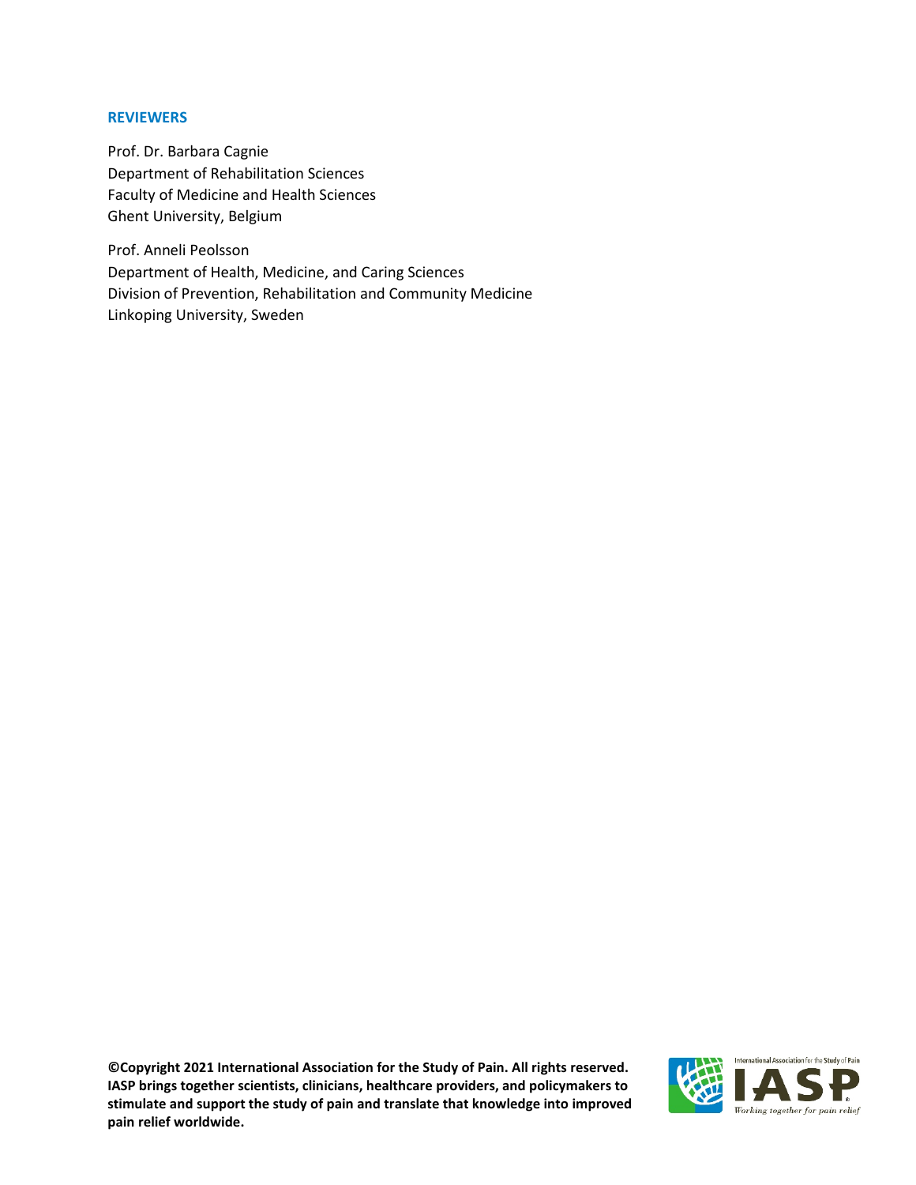### REVIEWERS

Prof. Dr. Barbara Cagnie
Department of Rehabilitation Sciences
Faculty of Medicine and Health Sciences
Ghent University, Belgium

Prof. Anneli Peolsson
Department of Health, Medicine, and Caring Sciences
Division of Prevention, Rehabilitation and Community Medicine
Linkoping University, Sweden

**©Copyright 2021 International Association for the Study of Pain. All rights reserved. IASP brings together scientists, clinicians, healthcare providers, and policymakers to stimulate and support the study of pain and translate that knowledge into improved pain relief worldwide.**

International Association for the Study of Pain
IASP
*Working together for pain relief*